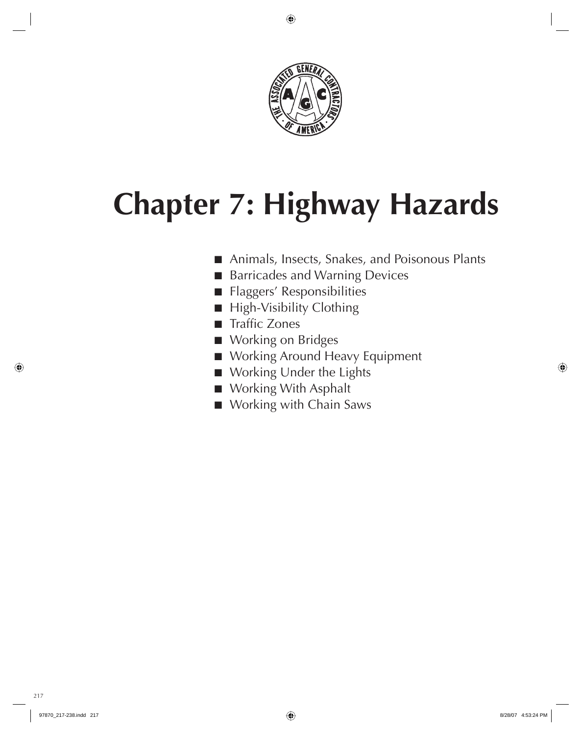# Chapter 7: Highway Hazards

- Animals, Insects, Snakes, and Poisonous Plants
- Barricades and Warning Devices
- Flaggers' Responsibilities
- High-Visibility Clothing
- Traffic Zones
- Working on Bridges
- Working Around Heavy Equipment
- Working Under the Lights
- Working With Asphalt
- Working with Chain Saws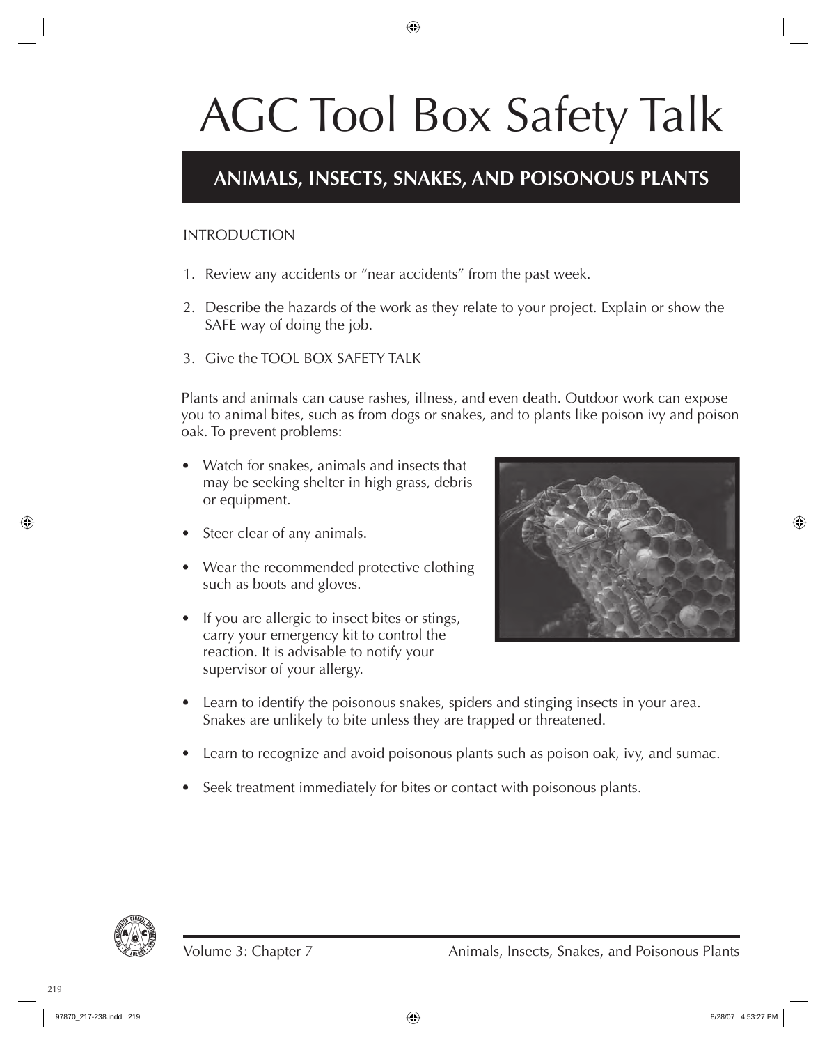# AGC Tool Box Safety Talk

## ANIMALS, INSECTS, SNAKES, AND POISONOUS PLANTS

INTRODUCTION

1. Review any accidents or "near accidents" from the past week.
2. Describe the hazards of the work as they relate to your project. Explain or show the SAFE way of doing the job.
3. Give the TOOL BOX SAFETY TALK

Plants and animals can cause rashes, illness, and even death. Outdoor work can expose you to animal bites, such as from dogs or snakes, and to plants like poison ivy and poison oak. To prevent problems:

- Watch for snakes, animals and insects that may be seeking shelter in high grass, debris or equipment.
- Steer clear of any animals.
- Wear the recommended protective clothing such as boots and gloves.
- If you are allergic to insect bites or stings, carry your emergency kit to control the reaction. It is advisable to notify your supervisor of your allergy.
- Learn to identify the poisonous snakes, spiders and stinging insects in your area. Snakes are unlikely to bite unless they are trapped or threatened.
- Learn to recognize and avoid poisonous plants such as poison oak, ivy, and sumac.
- Seek treatment immediately for bites or contact with poisonous plants.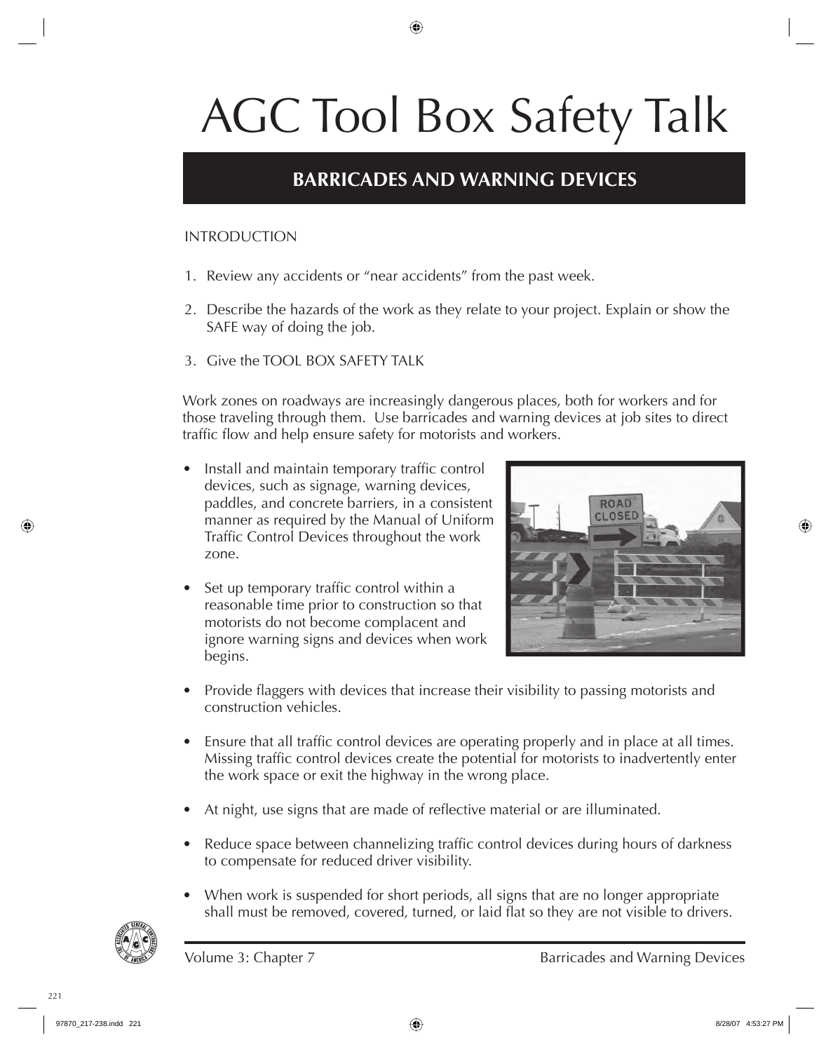# AGC Tool Box Safety Talk

## BARRICADES AND WARNING DEVICES

INTRODUCTION

1. Review any accidents or "near accidents" from the past week.
2. Describe the hazards of the work as they relate to your project. Explain or show the SAFE way of doing the job.
3. Give the TOOL BOX SAFETY TALK

Work zones on roadways are increasingly dangerous places, both for workers and for those traveling through them. Use barricades and warning devices at job sites to direct traffic flow and help ensure safety for motorists and workers.

- Install and maintain temporary traffic control devices, such as signage, warning devices, paddles, and concrete barriers, in a consistent manner as required by the Manual of Uniform Traffic Control Devices throughout the work zone.
- Set up temporary traffic control within a reasonable time prior to construction so that motorists do not become complacent and ignore warning signs and devices when work begins.
- Provide flaggers with devices that increase their visibility to passing motorists and construction vehicles.
- Ensure that all traffic control devices are operating properly and in place at all times. Missing traffic control devices create the potential for motorists to inadvertently enter the work space or exit the highway in the wrong place.
- At night, use signs that are made of reflective material or are illuminated.
- Reduce space between channelizing traffic control devices during hours of darkness to compensate for reduced driver visibility.
- When work is suspended for short periods, all signs that are no longer appropriate shall must be removed, covered, turned, or laid flat so they are not visible to drivers.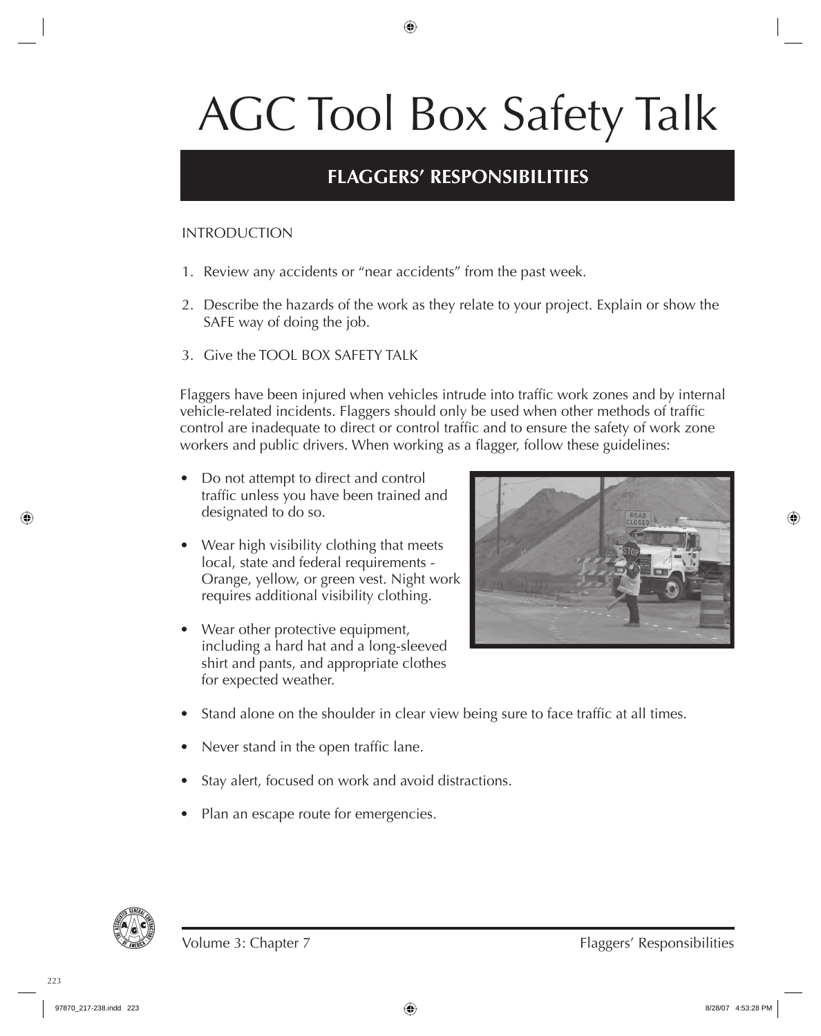# AGC Tool Box Safety Talk

## FLAGGERS' RESPONSIBILITIES

INTRODUCTION

1. Review any accidents or "near accidents" from the past week.
2. Describe the hazards of the work as they relate to your project. Explain or show the SAFE way of doing the job.
3. Give the TOOL BOX SAFETY TALK

Flaggers have been injured when vehicles intrude into traffic work zones and by internal vehicle-related incidents. Flaggers should only be used when other methods of traffic control are inadequate to direct or control traffic and to ensure the safety of work zone workers and public drivers. When working as a flagger, follow these guidelines:

- Do not attempt to direct and control traffic unless you have been trained and designated to do so.
- Wear high visibility clothing that meets local, state and federal requirements - Orange, yellow, or green vest. Night work requires additional visibility clothing.
- Wear other protective equipment, including a hard hat and a long-sleeved shirt and pants, and appropriate clothes for expected weather.
- Stand alone on the shoulder in clear view being sure to face traffic at all times.
- Never stand in the open traffic lane.
- Stay alert, focused on work and avoid distractions.
- Plan an escape route for emergencies.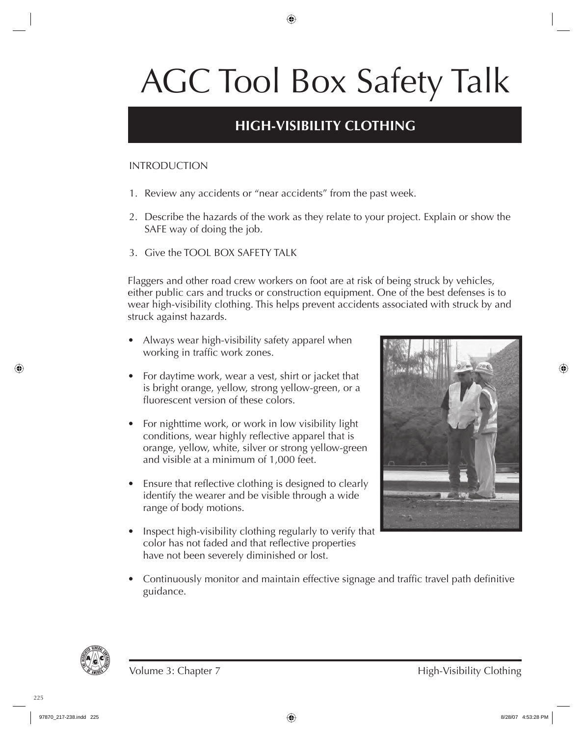# AGC Tool Box Safety Talk

## HIGH-VISIBILITY CLOTHING

INTRODUCTION

1. Review any accidents or “near accidents” from the past week.
2. Describe the hazards of the work as they relate to your project. Explain or show the SAFE way of doing the job.
3. Give the TOOL BOX SAFETY TALK

Flaggers and other road crew workers on foot are at risk of being struck by vehicles, either public cars and trucks or construction equipment. One of the best defenses is to wear high-visibility clothing. This helps prevent accidents associated with struck by and struck against hazards.

- Always wear high-visibility safety apparel when working in traffic work zones.
- For daytime work, wear a vest, shirt or jacket that is bright orange, yellow, strong yellow-green, or a fluorescent version of these colors.
- For nighttime work, or work in low visibility light conditions, wear highly reflective apparel that is orange, yellow, white, silver or strong yellow-green and visible at a minimum of 1,000 feet.
- Ensure that reflective clothing is designed to clearly identify the wearer and be visible through a wide range of body motions.
- Inspect high-visibility clothing regularly to verify that color has not faded and that reflective properties have not been severely diminished or lost.
- Continuously monitor and maintain effective signage and traffic travel path definitive guidance.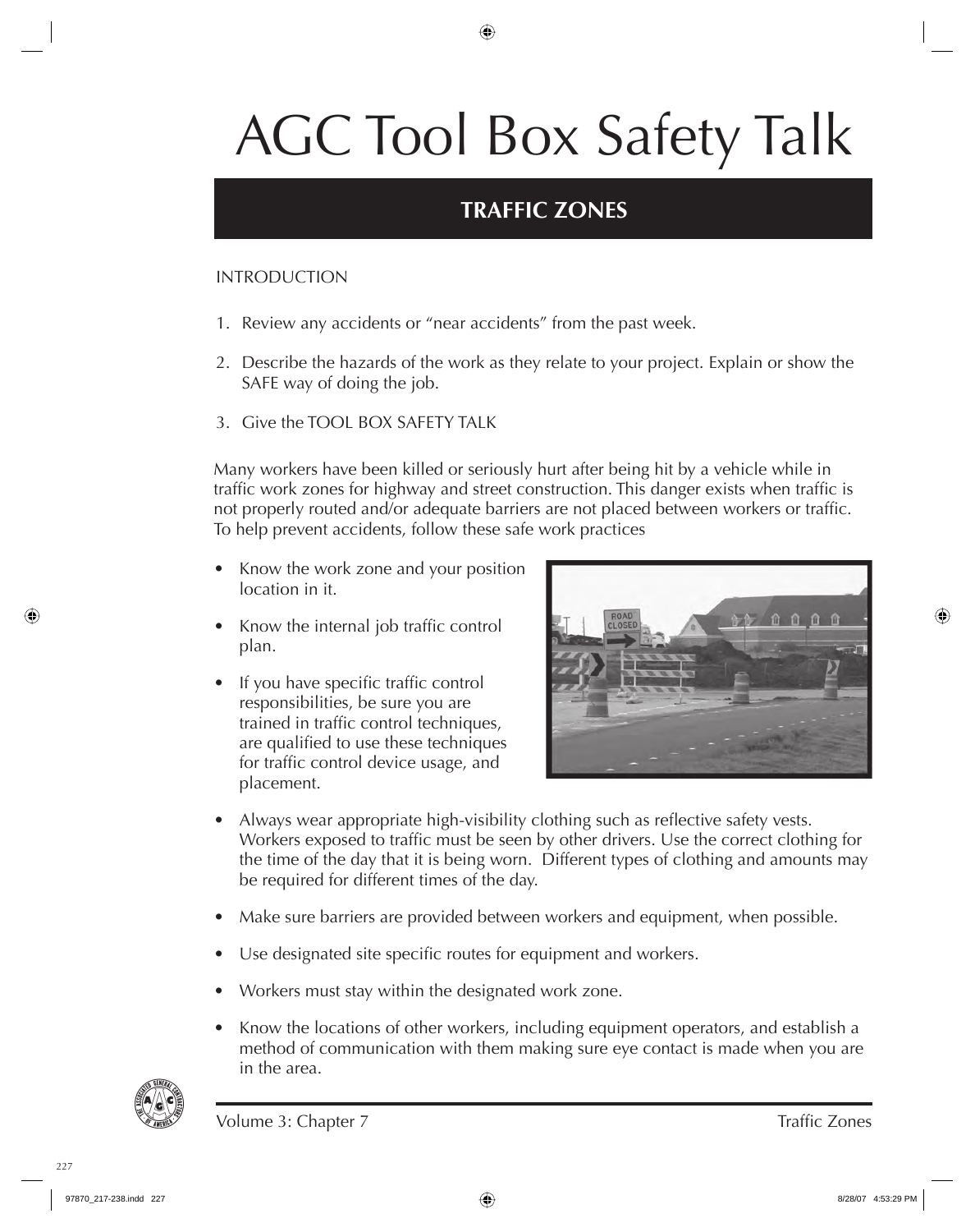# AGC Tool Box Safety Talk

## TRAFFIC ZONES

INTRODUCTION

1. Review any accidents or “near accidents” from the past week.
2. Describe the hazards of the work as they relate to your project. Explain or show the SAFE way of doing the job.
3. Give the TOOL BOX SAFETY TALK

Many workers have been killed or seriously hurt after being hit by a vehicle while in traffic work zones for highway and street construction. This danger exists when traffic is not properly routed and/or adequate barriers are not placed between workers or traffic. To help prevent accidents, follow these safe work practices

- Know the work zone and your position location in it.
- Know the internal job traffic control plan.
- If you have specific traffic control responsibilities, be sure you are trained in traffic control techniques, are qualified to use these techniques for traffic control device usage, and placement.
- Always wear appropriate high-visibility clothing such as reflective safety vests. Workers exposed to traffic must be seen by other drivers. Use the correct clothing for the time of the day that it is being worn. Different types of clothing and amounts may be required for different times of the day.
- Make sure barriers are provided between workers and equipment, when possible.
- Use designated site specific routes for equipment and workers.
- Workers must stay within the designated work zone.
- Know the locations of other workers, including equipment operators, and establish a method of communication with them making sure eye contact is made when you are in the area.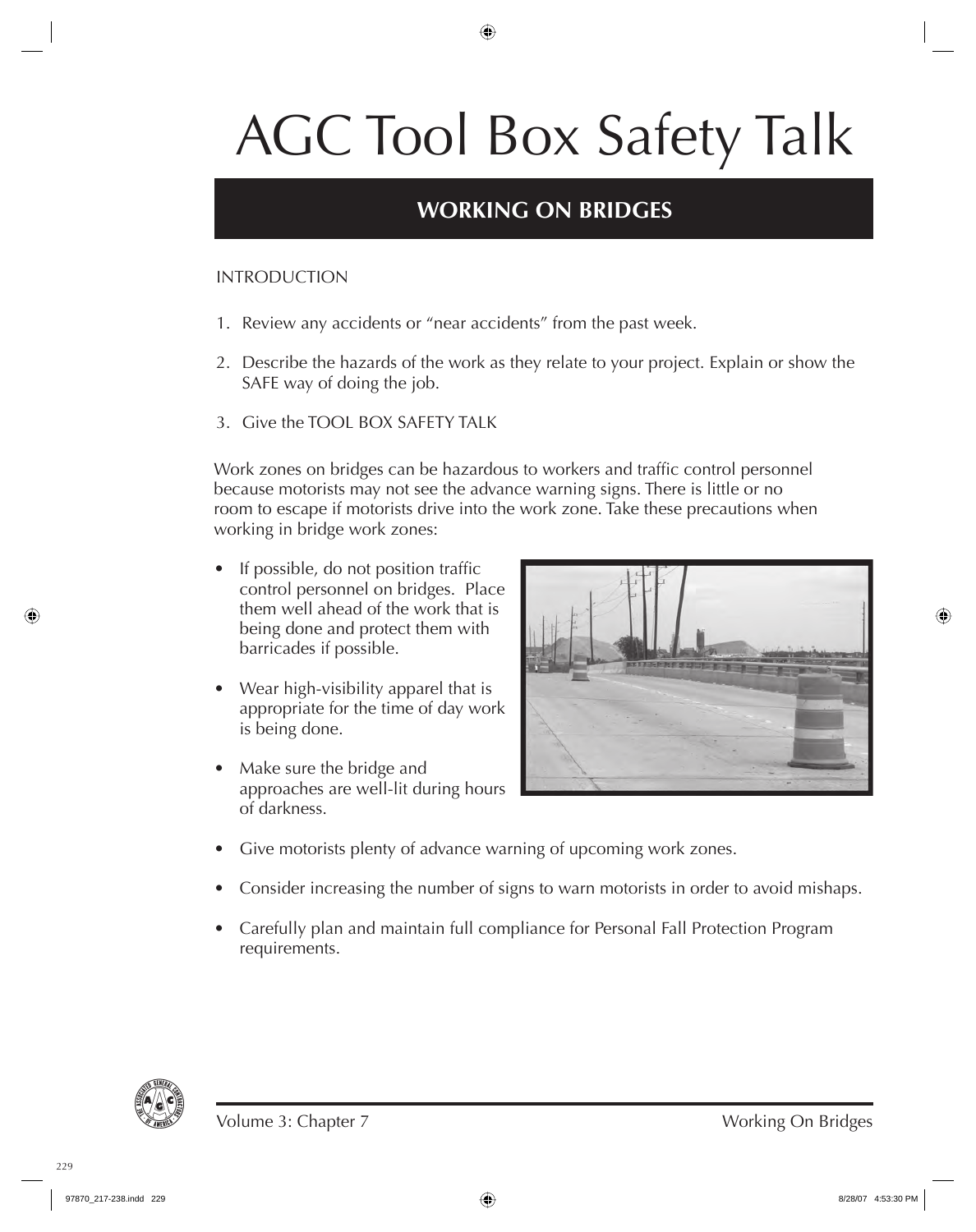# AGC Tool Box Safety Talk

## WORKING ON BRIDGES

INTRODUCTION

1. Review any accidents or "near accidents" from the past week.
2. Describe the hazards of the work as they relate to your project. Explain or show the SAFE way of doing the job.
3. Give the TOOL BOX SAFETY TALK

Work zones on bridges can be hazardous to workers and traffic control personnel because motorists may not see the advance warning signs. There is little or no room to escape if motorists drive into the work zone. Take these precautions when working in bridge work zones:

- If possible, do not position traffic control personnel on bridges. Place them well ahead of the work that is being done and protect them with barricades if possible.
- Wear high-visibility apparel that is appropriate for the time of day work is being done.
- Make sure the bridge and approaches are well-lit during hours of darkness.
- Give motorists plenty of advance warning of upcoming work zones.
- Consider increasing the number of signs to warn motorists in order to avoid mishaps.
- Carefully plan and maintain full compliance for Personal Fall Protection Program requirements.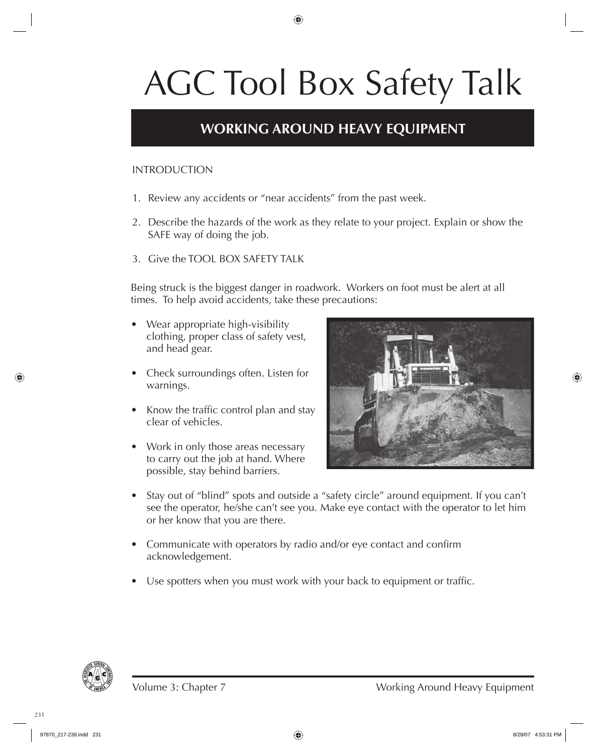# AGC Tool Box Safety Talk

## WORKING AROUND HEAVY EQUIPMENT

INTRODUCTION

1. Review any accidents or "near accidents" from the past week.
2. Describe the hazards of the work as they relate to your project. Explain or show the SAFE way of doing the job.
3. Give the TOOL BOX SAFETY TALK

Being struck is the biggest danger in roadwork. Workers on foot must be alert at all times. To help avoid accidents, take these precautions:

- Wear appropriate high-visibility clothing, proper class of safety vest, and head gear.
- Check surroundings often. Listen for warnings.
- Know the traffic control plan and stay clear of vehicles.
- Work in only those areas necessary to carry out the job at hand. Where possible, stay behind barriers.
- Stay out of "blind" spots and outside a "safety circle" around equipment. If you can't see the operator, he/she can't see you. Make eye contact with the operator to let him or her know that you are there.
- Communicate with operators by radio and/or eye contact and confirm acknowledgement.
- Use spotters when you must work with your back to equipment or traffic.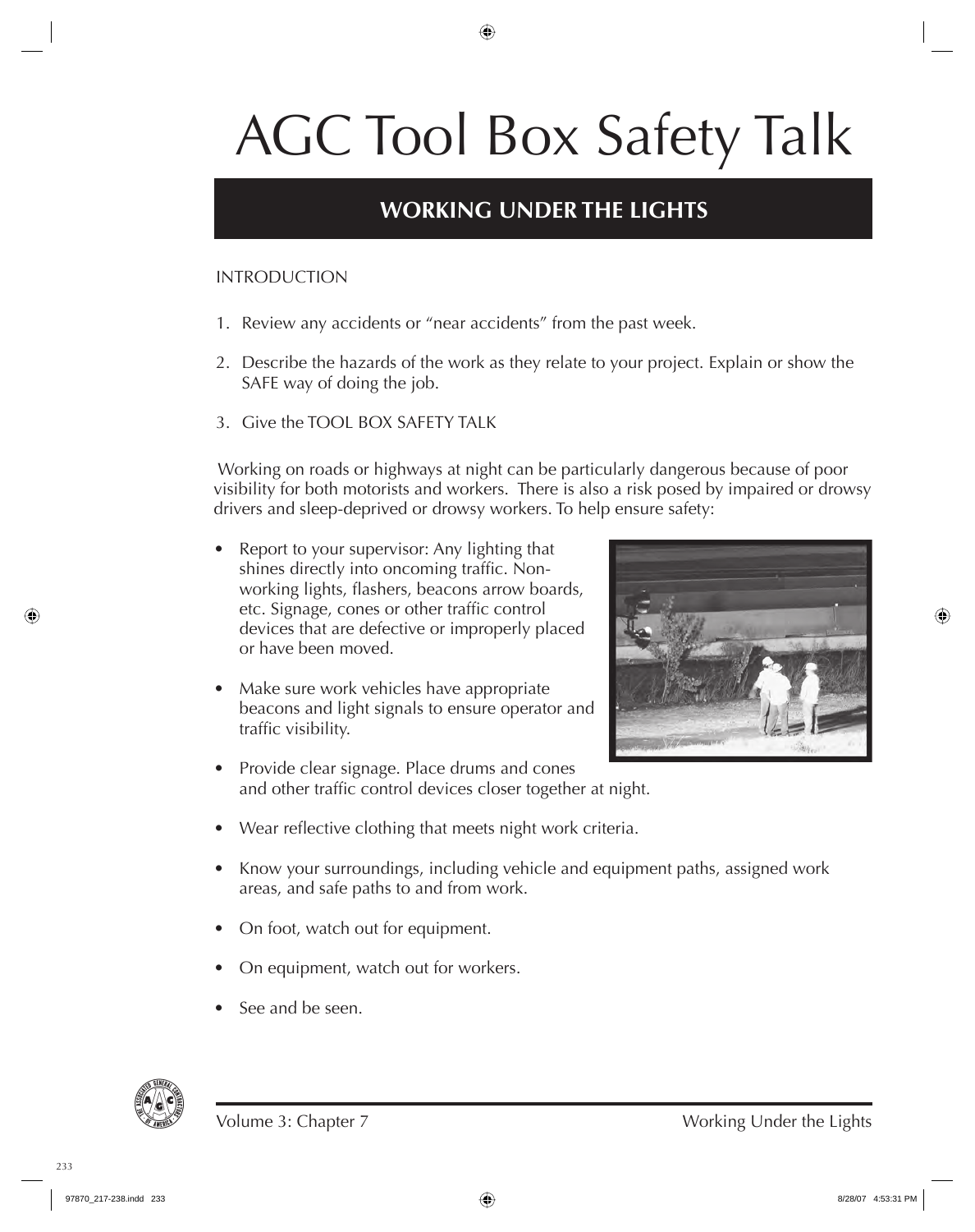# AGC Tool Box Safety Talk

## WORKING UNDER THE LIGHTS

INTRODUCTION

1. Review any accidents or "near accidents" from the past week.
2. Describe the hazards of the work as they relate to your project. Explain or show the SAFE way of doing the job.
3. Give the TOOL BOX SAFETY TALK

Working on roads or highways at night can be particularly dangerous because of poor visibility for both motorists and workers. There is also a risk posed by impaired or drowsy drivers and sleep-deprived or drowsy workers. To help ensure safety:

- Report to your supervisor: Any lighting that shines directly into oncoming traffic. Non-working lights, flashers, beacons arrow boards, etc. Signage, cones or other traffic control devices that are defective or improperly placed or have been moved.
- Make sure work vehicles have appropriate beacons and light signals to ensure operator and traffic visibility.
- Provide clear signage. Place drums and cones and other traffic control devices closer together at night.
- Wear reflective clothing that meets night work criteria.
- Know your surroundings, including vehicle and equipment paths, assigned work areas, and safe paths to and from work.
- On foot, watch out for equipment.
- On equipment, watch out for workers.
- See and be seen.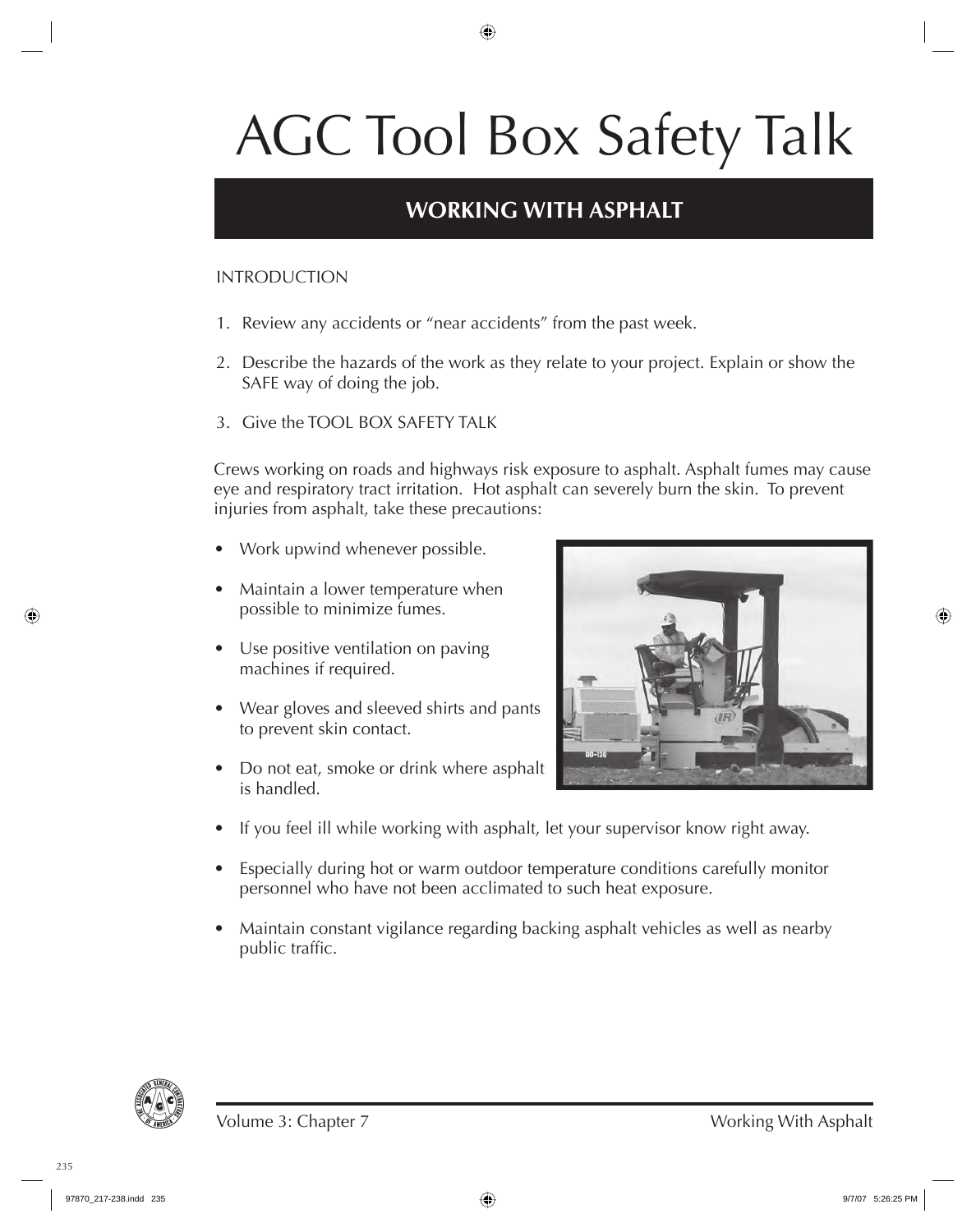# AGC Tool Box Safety Talk

## WORKING WITH ASPHALT

INTRODUCTION

1. Review any accidents or "near accidents" from the past week.
2. Describe the hazards of the work as they relate to your project. Explain or show the SAFE way of doing the job.
3. Give the TOOL BOX SAFETY TALK

Crews working on roads and highways risk exposure to asphalt. Asphalt fumes may cause eye and respiratory tract irritation. Hot asphalt can severely burn the skin. To prevent injuries from asphalt, take these precautions:

- Work upwind whenever possible.
- Maintain a lower temperature when possible to minimize fumes.
- Use positive ventilation on paving machines if required.
- Wear gloves and sleeved shirts and pants to prevent skin contact.
- Do not eat, smoke or drink where asphalt is handled.
- If you feel ill while working with asphalt, let your supervisor know right away.
- Especially during hot or warm outdoor temperature conditions carefully monitor personnel who have not been acclimated to such heat exposure.
- Maintain constant vigilance regarding backing asphalt vehicles as well as nearby public traffic.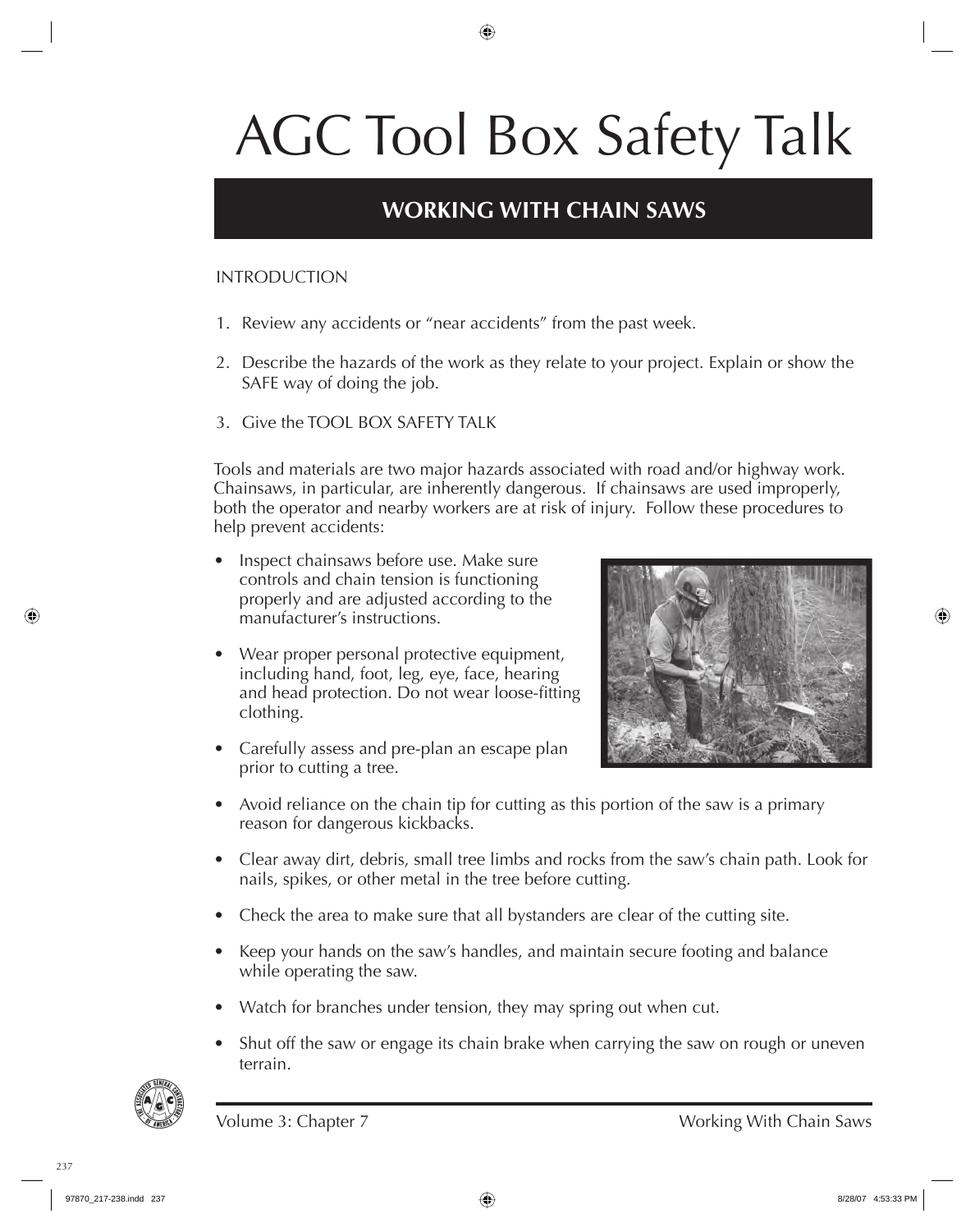# AGC Tool Box Safety Talk

## WORKING WITH CHAIN SAWS

INTRODUCTION

1. Review any accidents or "near accidents" from the past week.
2. Describe the hazards of the work as they relate to your project. Explain or show the SAFE way of doing the job.
3. Give the TOOL BOX SAFETY TALK

Tools and materials are two major hazards associated with road and/or highway work. Chainsaws, in particular, are inherently dangerous. If chainsaws are used improperly, both the operator and nearby workers are at risk of injury. Follow these procedures to help prevent accidents:

- Inspect chainsaws before use. Make sure controls and chain tension is functioning properly and are adjusted according to the manufacturer's instructions.
- Wear proper personal protective equipment, including hand, foot, leg, eye, face, hearing and head protection. Do not wear loose-fitting clothing.
- Carefully assess and pre-plan an escape plan prior to cutting a tree.
- Avoid reliance on the chain tip for cutting as this portion of the saw is a primary reason for dangerous kickbacks.
- Clear away dirt, debris, small tree limbs and rocks from the saw's chain path. Look for nails, spikes, or other metal in the tree before cutting.
- Check the area to make sure that all bystanders are clear of the cutting site.
- Keep your hands on the saw's handles, and maintain secure footing and balance while operating the saw.
- Watch for branches under tension, they may spring out when cut.
- Shut off the saw or engage its chain brake when carrying the saw on rough or uneven terrain.